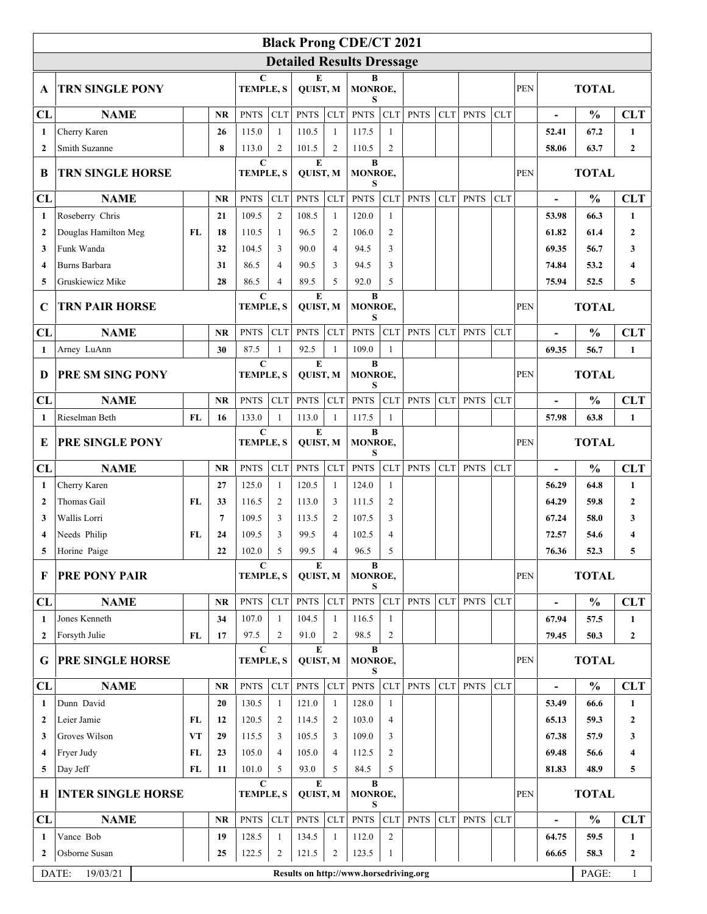# Black Prong CDE/CT 2021

## Detailed Results Dressage

| A | TRN SINGLE PONY | | | C TEMPLE, S | | E QUIST, M | | B MONROE, S | | | | | | PEN | TOTAL | | |
|---|---|---|---|---|---|---|---|---|---|---|---|---|---|---|---|---|---|
| CL | NAME | | NR | PNTS | CLT | PNTS | CLT | PNTS | CLT | PNTS | CLT | PNTS | CLT | | - | % | CLT |
| 1 | Cherry Karen | | 26 | 115.0 | 1 | 110.5 | 1 | 117.5 | 1 | | | | | | 52.41 | 67.2 | 1 |
| 2 | Smith Suzanne | | 8 | 113.0 | 2 | 101.5 | 2 | 110.5 | 2 | | | | | | 58.06 | 63.7 | 2 |

| B | TRN SINGLE HORSE | | | C TEMPLE, S | | E QUIST, M | | B MONROE, S | | | | | | PEN | TOTAL | | |
|---|---|---|---|---|---|---|---|---|---|---|---|---|---|---|---|---|---|
| CL | NAME | | NR | PNTS | CLT | PNTS | CLT | PNTS | CLT | PNTS | CLT | PNTS | CLT | | - | % | CLT |
| 1 | Roseberry Chris | | 21 | 109.5 | 2 | 108.5 | 1 | 120.0 | 1 | | | | | | 53.98 | 66.3 | 1 |
| 2 | Douglas Hamilton Meg | FL | 18 | 110.5 | 1 | 96.5 | 2 | 106.0 | 2 | | | | | | 61.82 | 61.4 | 2 |
| 3 | Funk Wanda | | 32 | 104.5 | 3 | 90.0 | 4 | 94.5 | 3 | | | | | | 69.35 | 56.7 | 3 |
| 4 | Burns Barbara | | 31 | 86.5 | 4 | 90.5 | 3 | 94.5 | 3 | | | | | | 74.84 | 53.2 | 4 |
| 5 | Gruskiewicz Mike | | 28 | 86.5 | 4 | 89.5 | 5 | 92.0 | 5 | | | | | | 75.94 | 52.5 | 5 |

| C | TRN PAIR HORSE | | | C TEMPLE, S | | E QUIST, M | | B MONROE, S | | | | | | PEN | TOTAL | | |
|---|---|---|---|---|---|---|---|---|---|---|---|---|---|---|---|---|---|
| CL | NAME | | NR | PNTS | CLT | PNTS | CLT | PNTS | CLT | PNTS | CLT | PNTS | CLT | | - | % | CLT |
| 1 | Arney LuAnn | | 30 | 87.5 | 1 | 92.5 | 1 | 109.0 | 1 | | | | | | 69.35 | 56.7 | 1 |

| D | PRE SM SING PONY | | | C TEMPLE, S | | E QUIST, M | | B MONROE, S | | | | | | PEN | TOTAL | | |
|---|---|---|---|---|---|---|---|---|---|---|---|---|---|---|---|---|---|
| CL | NAME | | NR | PNTS | CLT | PNTS | CLT | PNTS | CLT | PNTS | CLT | PNTS | CLT | | - | % | CLT |
| 1 | Rieselman Beth | FL | 16 | 133.0 | 1 | 113.0 | 1 | 117.5 | 1 | | | | | | 57.98 | 63.8 | 1 |

| E | PRE SINGLE PONY | | | C TEMPLE, S | | E QUIST, M | | B MONROE, S | | | | | | PEN | TOTAL | | |
|---|---|---|---|---|---|---|---|---|---|---|---|---|---|---|---|---|---|
| CL | NAME | | NR | PNTS | CLT | PNTS | CLT | PNTS | CLT | PNTS | CLT | PNTS | CLT | | - | % | CLT |
| 1 | Cherry Karen | | 27 | 125.0 | 1 | 120.5 | 1 | 124.0 | 1 | | | | | | 56.29 | 64.8 | 1 |
| 2 | Thomas Gail | FL | 33 | 116.5 | 2 | 113.0 | 3 | 111.5 | 2 | | | | | | 64.29 | 59.8 | 2 |
| 3 | Wallis Lorri | | 7 | 109.5 | 3 | 113.5 | 2 | 107.5 | 3 | | | | | | 67.24 | 58.0 | 3 |
| 4 | Needs Philip | FL | 24 | 109.5 | 3 | 99.5 | 4 | 102.5 | 4 | | | | | | 72.57 | 54.6 | 4 |
| 5 | Horine Paige | | 22 | 102.0 | 5 | 99.5 | 4 | 96.5 | 5 | | | | | | 76.36 | 52.3 | 5 |

| F | PRE PONY PAIR | | | C TEMPLE, S | | E QUIST, M | | B MONROE, S | | | | | | PEN | TOTAL | | |
|---|---|---|---|---|---|---|---|---|---|---|---|---|---|---|---|---|---|
| CL | NAME | | NR | PNTS | CLT | PNTS | CLT | PNTS | CLT | PNTS | CLT | PNTS | CLT | | - | % | CLT |
| 1 | Jones Kenneth | | 34 | 107.0 | 1 | 104.5 | 1 | 116.5 | 1 | | | | | | 67.94 | 57.5 | 1 |
| 2 | Forsyth Julie | FL | 17 | 97.5 | 2 | 91.0 | 2 | 98.5 | 2 | | | | | | 79.45 | 50.3 | 2 |

| G | PRE SINGLE HORSE | | | C TEMPLE, S | | E QUIST, M | | B MONROE, S | | | | | | PEN | TOTAL | | |
|---|---|---|---|---|---|---|---|---|---|---|---|---|---|---|---|---|---|
| CL | NAME | | NR | PNTS | CLT | PNTS | CLT | PNTS | CLT | PNTS | CLT | PNTS | CLT | | - | % | CLT |
| 1 | Dunn David | | 20 | 130.5 | 1 | 121.0 | 1 | 128.0 | 1 | | | | | | 53.49 | 66.6 | 1 |
| 2 | Leier Jamie | FL | 12 | 120.5 | 2 | 114.5 | 2 | 103.0 | 4 | | | | | | 65.13 | 59.3 | 2 |
| 3 | Groves Wilson | VT | 29 | 115.5 | 3 | 105.5 | 3 | 109.0 | 3 | | | | | | 67.38 | 57.9 | 3 |
| 4 | Fryer Judy | FL | 23 | 105.0 | 4 | 105.0 | 4 | 112.5 | 2 | | | | | | 69.48 | 56.6 | 4 |
| 5 | Day Jeff | FL | 11 | 101.0 | 5 | 93.0 | 5 | 84.5 | 5 | | | | | | 81.83 | 48.9 | 5 |

| H | INTER SINGLE HORSE | | | C TEMPLE, S | | E QUIST, M | | B MONROE, S | | | | | | PEN | TOTAL | | |
|---|---|---|---|---|---|---|---|---|---|---|---|---|---|---|---|---|---|
| CL | NAME | | NR | PNTS | CLT | PNTS | CLT | PNTS | CLT | PNTS | CLT | PNTS | CLT | | - | % | CLT |
| 1 | Vance Bob | | 19 | 128.5 | 1 | 134.5 | 1 | 112.0 | 2 | | | | | | 64.75 | 59.5 | 1 |
| 2 | Osborne Susan | | 25 | 122.5 | 2 | 121.5 | 2 | 123.5 | 1 | | | | | | 66.65 | 58.3 | 2 |

DATE: 19/03/21 — Results on http://www.horsedriving.org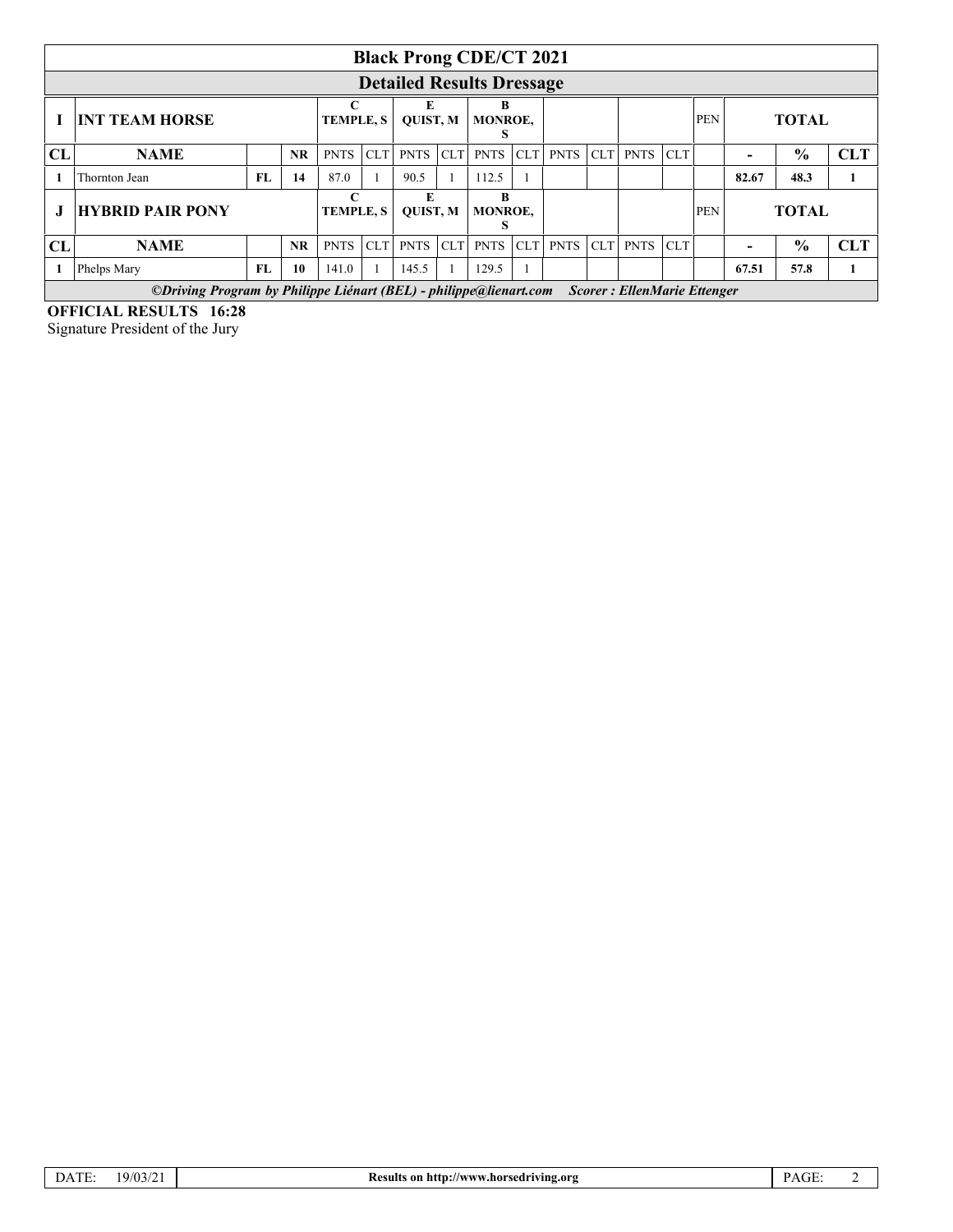# Black Prong CDE/CT 2021

## Detailed Results Dressage

| I | INT TEAM HORSE | | | C TEMPLE, S | | E QUIST, M | | B MONROE, S | | | | | | PEN | TOTAL | | |
|---|---|---|---|---|---|---|---|---|---|---|---|---|---|---|---|---|---|
| CL | NAME | | NR | PNTS | CLT | PNTS | CLT | PNTS | CLT | PNTS | CLT | PNTS | CLT | | - | % | CLT |
| 1 | Thornton Jean | FL | 14 | 87.0 | 1 | 90.5 | 1 | 112.5 | 1 | | | | | | 82.67 | 48.3 | 1 |

| J | HYBRID PAIR PONY | | | C TEMPLE, S | | E QUIST, M | | B MONROE, S | | | | | | PEN | TOTAL | | |
|---|---|---|---|---|---|---|---|---|---|---|---|---|---|---|---|---|---|
| CL | NAME | | NR | PNTS | CLT | PNTS | CLT | PNTS | CLT | PNTS | CLT | PNTS | CLT | | - | % | CLT |
| 1 | Phelps Mary | FL | 10 | 141.0 | 1 | 145.5 | 1 | 129.5 | 1 | | | | | | 67.51 | 57.8 | 1 |

*©Driving Program by Philippe Liénart (BEL) - philippe@lienart.com Scorer : EllenMarie Ettenger*

**OFFICIAL RESULTS 16:28**

Signature President of the Jury

DATE: 19/03/21 | **Results on http://www.horsedriving.org**